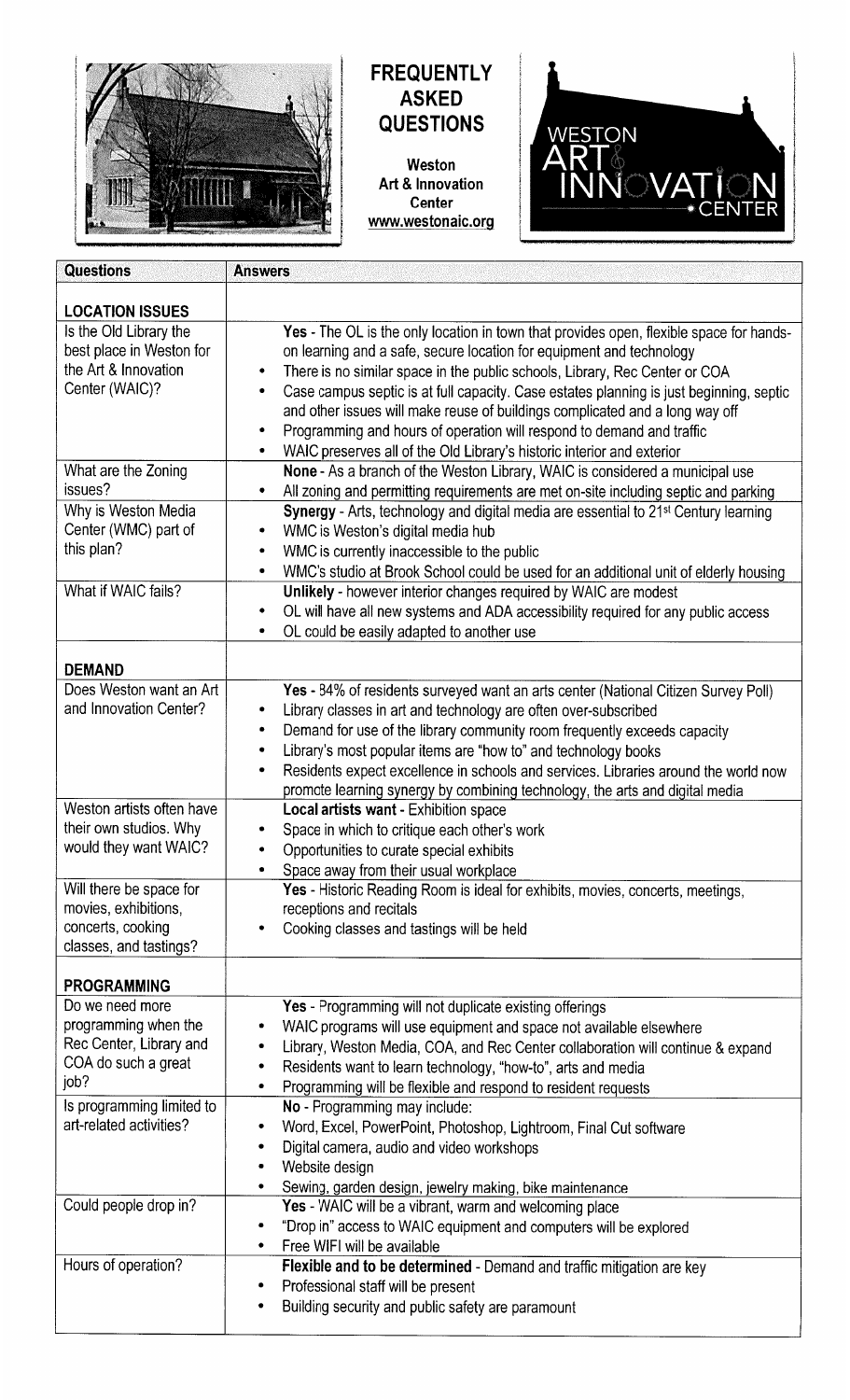# FREQUENTLY ASKED QUESTIONS

**Weston Art & Innovation Center**
**www.westonaic.org**

WESTON ART & INNOVATION CENTER

| Questions | Answers |
|---|---|
| **LOCATION ISSUES** | |
| Is the Old Library the best place in Weston for the Art & Innovation Center (WAIC)? | **Yes** - The OL is the only location in town that provides open, flexible space for hands-on learning and a safe, secure location for equipment and technology<br>• There is no similar space in the public schools, Library, Rec Center or COA<br>• Case campus septic is at full capacity. Case estates planning is just beginning, septic and other issues will make reuse of buildings complicated and a long way off<br>• Programming and hours of operation will respond to demand and traffic<br>• WAIC preserves all of the Old Library's historic interior and exterior |
| What are the Zoning issues? | **None** - As a branch of the Weston Library, WAIC is considered a municipal use<br>• All zoning and permitting requirements are met on-site including septic and parking |
| Why is Weston Media Center (WMC) part of this plan? | **Synergy** - Arts, technology and digital media are essential to 21st Century learning<br>• WMC is Weston's digital media hub<br>• WMC is currently inaccessible to the public<br>• WMC's studio at Brook School could be used for an additional unit of elderly housing |
| What if WAIC fails? | **Unlikely** - however interior changes required by WAIC are modest<br>• OL will have all new systems and ADA accessibility required for any public access<br>• OL could be easily adapted to another use |
| **DEMAND** | |
| Does Weston want an Art and Innovation Center? | **Yes** - 84% of residents surveyed want an arts center (National Citizen Survey Poll)<br>• Library classes in art and technology are often over-subscribed<br>• Demand for use of the library community room frequently exceeds capacity<br>• Library's most popular items are "how to" and technology books<br>• Residents expect excellence in schools and services. Libraries around the world now promote learning synergy by combining technology, the arts and digital media |
| Weston artists often have their own studios. Why would they want WAIC? | **Local artists want** - Exhibition space<br>• Space in which to critique each other's work<br>• Opportunities to curate special exhibits<br>• Space away from their usual workplace |
| Will there be space for movies, exhibitions, concerts, cooking classes, and tastings? | **Yes** - Historic Reading Room is ideal for exhibits, movies, concerts, meetings, receptions and recitals<br>• Cooking classes and tastings will be held |
| **PROGRAMMING** | |
| Do we need more programming when the Rec Center, Library and COA do such a great job? | **Yes** - Programming will not duplicate existing offerings<br>• WAIC programs will use equipment and space not available elsewhere<br>• Library, Weston Media, COA, and Rec Center collaboration will continue & expand<br>• Residents want to learn technology, "how-to", arts and media<br>• Programming will be flexible and respond to resident requests |
| Is programming limited to art-related activities? | **No** - Programming may include:<br>• Word, Excel, PowerPoint, Photoshop, Lightroom, Final Cut software<br>• Digital camera, audio and video workshops<br>• Website design<br>• Sewing, garden design, jewelry making, bike maintenance |
| Could people drop in? | **Yes** - WAIC will be a vibrant, warm and welcoming place<br>• "Drop in" access to WAIC equipment and computers will be explored<br>• Free WIFI will be available |
| Hours of operation? | **Flexible and to be determined** - Demand and traffic mitigation are key<br>• Professional staff will be present<br>• Building security and public safety are paramount |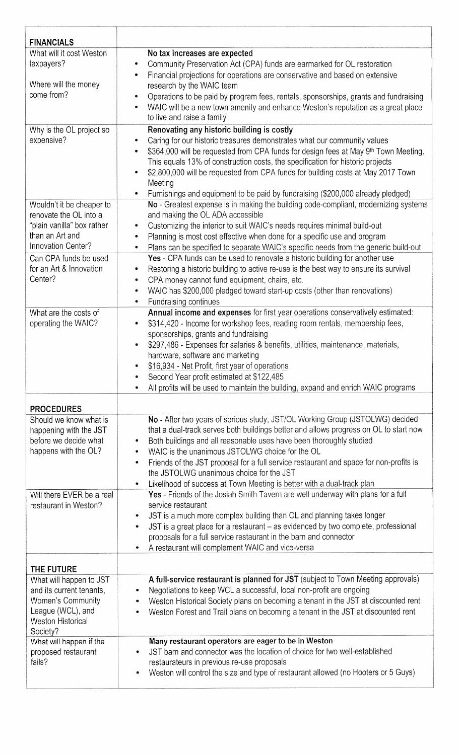| | |
|---|---|
| **FINANCIALS** | |
| What will it cost Weston taxpayers?<br><br>Where will the money come from? | **No tax increases are expected**<br>• Community Preservation Act (CPA) funds are earmarked for OL restoration<br>• Financial projections for operations are conservative and based on extensive research by the WAIC team<br>• Operations to be paid by program fees, rentals, sponsorships, grants and fundraising<br>• WAIC will be a new town amenity and enhance Weston's reputation as a great place to live and raise a family |
| Why is the OL project so expensive? | **Renovating any historic building is costly**<br>• Caring for our historic treasures demonstrates what our community values<br>• \$364,000 will be requested from CPA funds for design fees at May 9th Town Meeting. This equals 13% of construction costs, the specification for historic projects<br>• \$2,800,000 will be requested from CPA funds for building costs at May 2017 Town Meeting<br>• Furnishings and equipment to be paid by fundraising (\$200,000 already pledged) |
| Wouldn't it be cheaper to renovate the OL into a "plain vanilla" box rather than an Art and Innovation Center? | **No** - Greatest expense is in making the building code-compliant, modernizing systems and making the OL ADA accessible<br>• Customizing the interior to suit WAIC's needs requires minimal build-out<br>• Planning is most cost effective when done for a specific use and program<br>• Plans can be specified to separate WAIC's specific needs from the generic build-out |
| Can CPA funds be used for an Art & Innovation Center? | **Yes** - CPA funds can be used to renovate a historic building for another use<br>• Restoring a historic building to active re-use is the best way to ensure its survival<br>• CPA money cannot fund equipment, chairs, etc.<br>• WAIC has \$200,000 pledged toward start-up costs (other than renovations)<br>• Fundraising continues |
| What are the costs of operating the WAIC? | **Annual income and expenses** for first year operations conservatively estimated:<br>• \$314,420 - Income for workshop fees, reading room rentals, membership fees, sponsorships, grants and fundraising<br>• \$297,486 - Expenses for salaries & benefits, utilities, maintenance, materials, hardware, software and marketing<br>• \$16,934 - Net Profit, first year of operations<br>• Second Year profit estimated at \$122,485<br>• All profits will be used to maintain the building, expand and enrich WAIC programs |
| **PROCEDURES** | |
| Should we know what is happening with the JST before we decide what happens with the OL? | **No** - After two years of serious study, JST/OL Working Group (JSTOLWG) decided that a dual-track serves both buildings better and allows progress on OL to start now<br>• Both buildings and all reasonable uses have been thoroughly studied<br>• WAIC is the unanimous JSTOLWG choice for the OL<br>• Friends of the JST proposal for a full service restaurant and space for non-profits is the JSTOLWG unanimous choice for the JST<br>• Likelihood of success at Town Meeting is better with a dual-track plan |
| Will there EVER be a real restaurant in Weston? | **Yes** - Friends of the Josiah Smith Tavern are well underway with plans for a full service restaurant<br>• JST is a much more complex building than OL and planning takes longer<br>• JST is a great place for a restaurant – as evidenced by two complete, professional proposals for a full service restaurant in the barn and connector<br>• A restaurant will complement WAIC and vice-versa |
| **THE FUTURE** | |
| What will happen to JST and its current tenants, Women's Community League (WCL), and Weston Historical Society? | **A full-service restaurant is planned for JST** (subject to Town Meeting approvals)<br>• Negotiations to keep WCL a successful, local non-profit are ongoing<br>• Weston Historical Society plans on becoming a tenant in the JST at discounted rent<br>• Weston Forest and Trail plans on becoming a tenant in the JST at discounted rent |
| What will happen if the proposed restaurant fails? | **Many restaurant operators are eager to be in Weston**<br>• JST barn and connector was the location of choice for two well-established restaurateurs in previous re-use proposals<br>• Weston will control the size and type of restaurant allowed (no Hooters or 5 Guys) |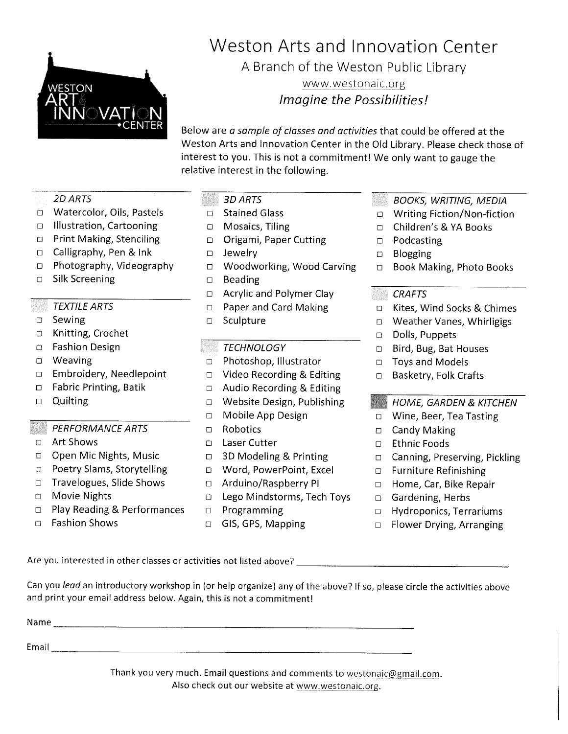# Weston Arts and Innovation Center

A Branch of the Weston Public Library

www.westonaic.org

*Imagine the Possibilities!*

Below are *a sample of classes and activities* that could be offered at the Weston Arts and Innovation Center in the Old Library. Please check those of interest to you. This is not a commitment! We only want to gauge the relative interest in the following.

### *2D ARTS*

- ☐ Watercolor, Oils, Pastels
- ☐ Illustration, Cartooning
- ☐ Print Making, Stenciling
- ☐ Calligraphy, Pen & Ink
- ☐ Photography, Videography
- ☐ Silk Screening

### *TEXTILE ARTS*

- ☐ Sewing
- ☐ Knitting, Crochet
- ☐ Fashion Design
- ☐ Weaving
- ☐ Embroidery, Needlepoint
- ☐ Fabric Printing, Batik
- ☐ Quilting

### *PERFORMANCE ARTS*

- ☐ Art Shows
- ☐ Open Mic Nights, Music
- ☐ Poetry Slams, Storytelling
- ☐ Travelogues, Slide Shows
- ☐ Movie Nights
- ☐ Play Reading & Performances
- ☐ Fashion Shows

### *3D ARTS*

- ☐ Stained Glass
- ☐ Mosaics, Tiling
- ☐ Origami, Paper Cutting
- ☐ Jewelry
- ☐ Woodworking, Wood Carving
- ☐ Beading
- ☐ Acrylic and Polymer Clay
- ☐ Paper and Card Making
- ☐ Sculpture

### *TECHNOLOGY*

- ☐ Photoshop, Illustrator
- ☐ Video Recording & Editing
- ☐ Audio Recording & Editing
- ☐ Website Design, Publishing
- ☐ Mobile App Design
- ☐ Robotics
- ☐ Laser Cutter
- ☐ 3D Modeling & Printing
- ☐ Word, PowerPoint, Excel
- ☐ Arduino/Raspberry PI
- ☐ Lego Mindstorms, Tech Toys
- ☐ Programming
- ☐ GIS, GPS, Mapping

### *BOOKS, WRITING, MEDIA*

- ☐ Writing Fiction/Non-fiction
- ☐ Children's & YA Books
- ☐ Podcasting
- ☐ Blogging
- ☐ Book Making, Photo Books

### *CRAFTS*

- ☐ Kites, Wind Socks & Chimes
- ☐ Weather Vanes, Whirligigs
- ☐ Dolls, Puppets
- ☐ Bird, Bug, Bat Houses
- ☐ Toys and Models
- ☐ Basketry, Folk Crafts

### *HOME, GARDEN & KITCHEN*

- ☐ Wine, Beer, Tea Tasting
- ☐ Candy Making
- ☐ Ethnic Foods
- ☐ Canning, Preserving, Pickling
- ☐ Furniture Refinishing
- ☐ Home, Car, Bike Repair
- ☐ Gardening, Herbs
- ☐ Hydroponics, Terrariums
- ☐ Flower Drying, Arranging

Are you interested in other classes or activities not listed above? ____________________

Can you *lead* an introductory workshop in (or help organize) any of the above? If so, please circle the activities above and print your email address below. Again, this is not a commitment!

Name ____________________

Email ____________________

Thank you very much. Email questions and comments to westonaic@gmail.com.
Also check out our website at www.westonaic.org.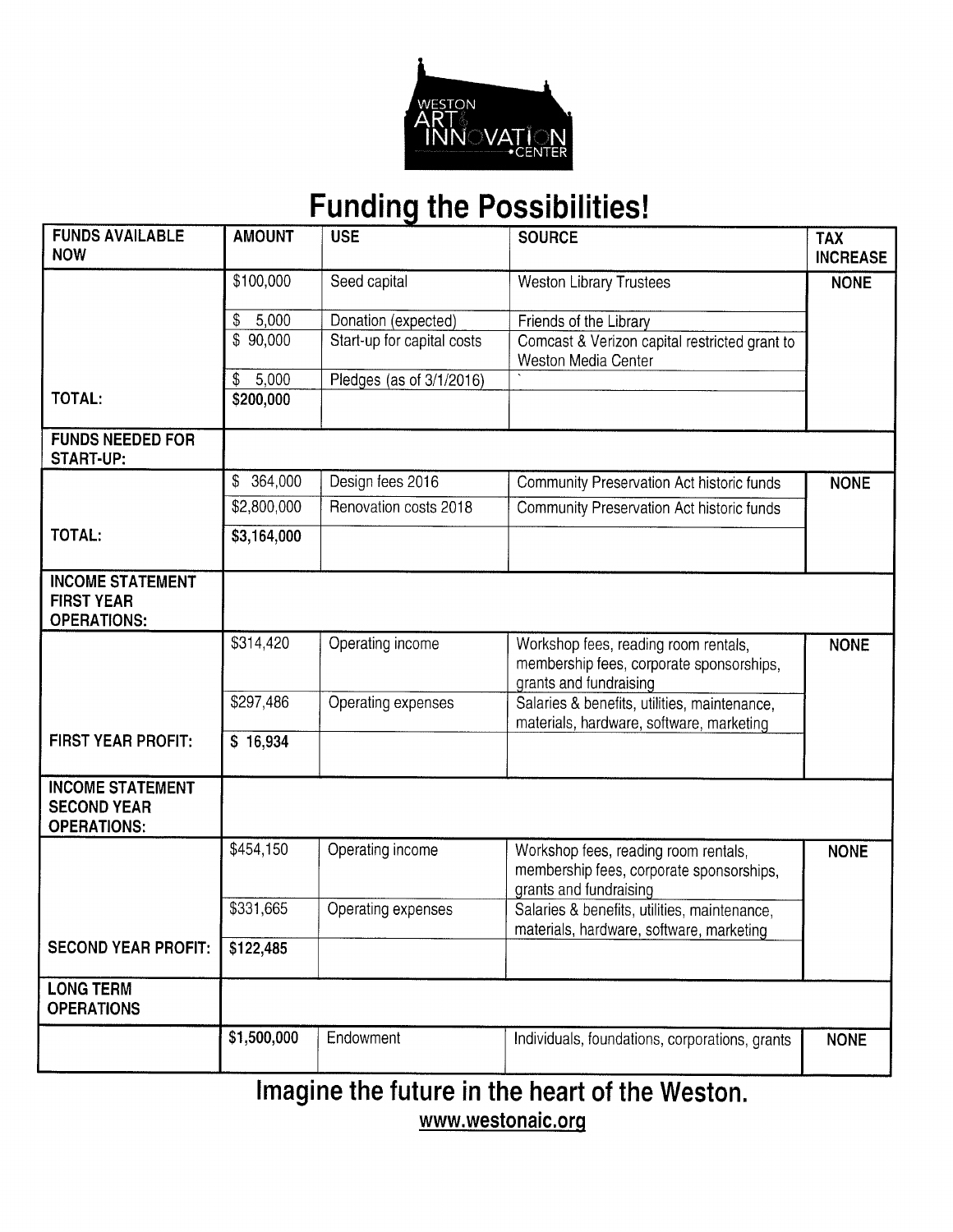WESTON ART & INNOVATION CENTER

# Funding the Possibilities!

| FUNDS AVAILABLE NOW | AMOUNT | USE | SOURCE | TAX INCREASE |
|---|---|---|---|---|
| | $100,000 | Seed capital | Weston Library Trustees | NONE |
| | $ 5,000 | Donation (expected) | Friends of the Library | |
| | $ 90,000 | Start-up for capital costs | Comcast & Verizon capital restricted grant to Weston Media Center | |
| | $ 5,000 | Pledges (as of 3/1/2016) | | |
| **TOTAL:** | **$200,000** | | | |
| **FUNDS NEEDED FOR START-UP:** | | | | |
| | $ 364,000 | Design fees 2016 | Community Preservation Act historic funds | NONE |
| | $2,800,000 | Renovation costs 2018 | Community Preservation Act historic funds | |
| **TOTAL:** | **$3,164,000** | | | |
| **INCOME STATEMENT FIRST YEAR OPERATIONS:** | | | | |
| | $314,420 | Operating income | Workshop fees, reading room rentals, membership fees, corporate sponsorships, grants and fundraising | NONE |
| | $297,486 | Operating expenses | Salaries & benefits, utilities, maintenance, materials, hardware, software, marketing | |
| **FIRST YEAR PROFIT:** | **$ 16,934** | | | |
| **INCOME STATEMENT SECOND YEAR OPERATIONS:** | | | | |
| | $454,150 | Operating income | Workshop fees, reading room rentals, membership fees, corporate sponsorships, grants and fundraising | NONE |
| | $331,665 | Operating expenses | Salaries & benefits, utilities, maintenance, materials, hardware, software, marketing | |
| **SECOND YEAR PROFIT:** | **$122,485** | | | |
| **LONG TERM OPERATIONS** | | | | |
| | **$1,500,000** | Endowment | Individuals, foundations, corporations, grants | NONE |

## Imagine the future in the heart of the Weston.

www.westonaic.org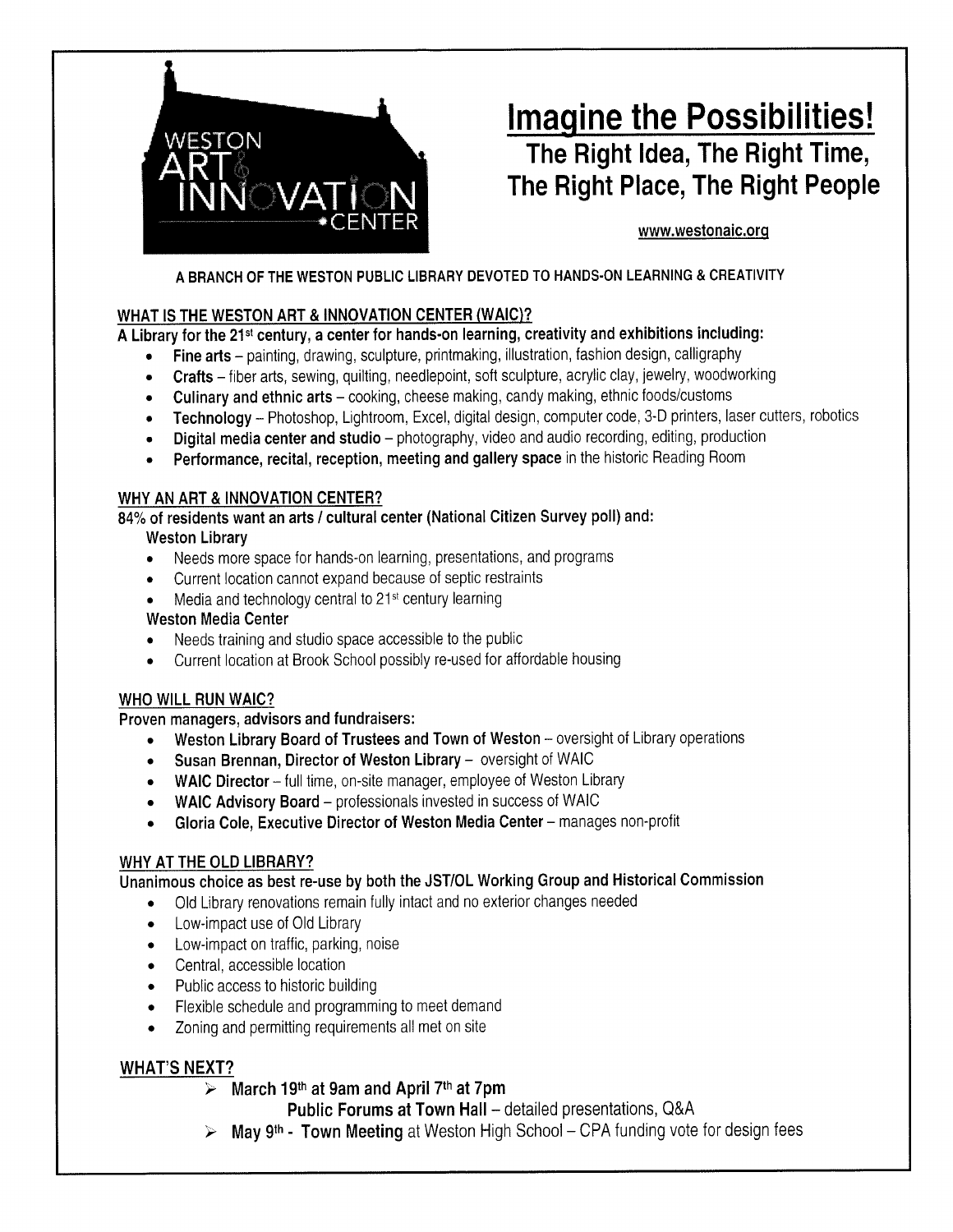WESTON ART & INNOVATION CENTER

# Imagine the Possibilities!

## The Right Idea, The Right Time, The Right Place, The Right People

www.westonaic.org

**A BRANCH OF THE WESTON PUBLIC LIBRARY DEVOTED TO HANDS-ON LEARNING & CREATIVITY**

### WHAT IS THE WESTON ART & INNOVATION CENTER (WAIC)?

**A Library for the 21st century, a center for hands-on learning, creativity and exhibitions including:**

- **Fine arts** – painting, drawing, sculpture, printmaking, illustration, fashion design, calligraphy
- **Crafts** – fiber arts, sewing, quilting, needlepoint, soft sculpture, acrylic clay, jewelry, woodworking
- **Culinary and ethnic arts** – cooking, cheese making, candy making, ethnic foods/customs
- **Technology** – Photoshop, Lightroom, Excel, digital design, computer code, 3-D printers, laser cutters, robotics
- **Digital media center and studio** – photography, video and audio recording, editing, production
- **Performance, recital, reception, meeting and gallery space** in the historic Reading Room

### WHY AN ART & INNOVATION CENTER?

**84% of residents want an arts / cultural center (National Citizen Survey poll) and:**

**Weston Library**

- Needs more space for hands-on learning, presentations, and programs
- Current location cannot expand because of septic restraints
- Media and technology central to 21st century learning

**Weston Media Center**

- Needs training and studio space accessible to the public
- Current location at Brook School possibly re-used for affordable housing

### WHO WILL RUN WAIC?

**Proven managers, advisors and fundraisers:**

- **Weston Library Board of Trustees and Town of Weston** – oversight of Library operations
- **Susan Brennan, Director of Weston Library** – oversight of WAIC
- **WAIC Director** – full time, on-site manager, employee of Weston Library
- **WAIC Advisory Board** – professionals invested in success of WAIC
- **Gloria Cole, Executive Director of Weston Media Center** – manages non-profit

### WHY AT THE OLD LIBRARY?

**Unanimous choice as best re-use by both the JST/OL Working Group and Historical Commission**

- Old Library renovations remain fully intact and no exterior changes needed
- Low-impact use of Old Library
- Low-impact on traffic, parking, noise
- Central, accessible location
- Public access to historic building
- Flexible schedule and programming to meet demand
- Zoning and permitting requirements all met on site

### WHAT'S NEXT?

- **March 19th at 9am and April 7th at 7pm**
  **Public Forums at Town Hall** – detailed presentations, Q&A
- **May 9th - Town Meeting** at Weston High School – CPA funding vote for design fees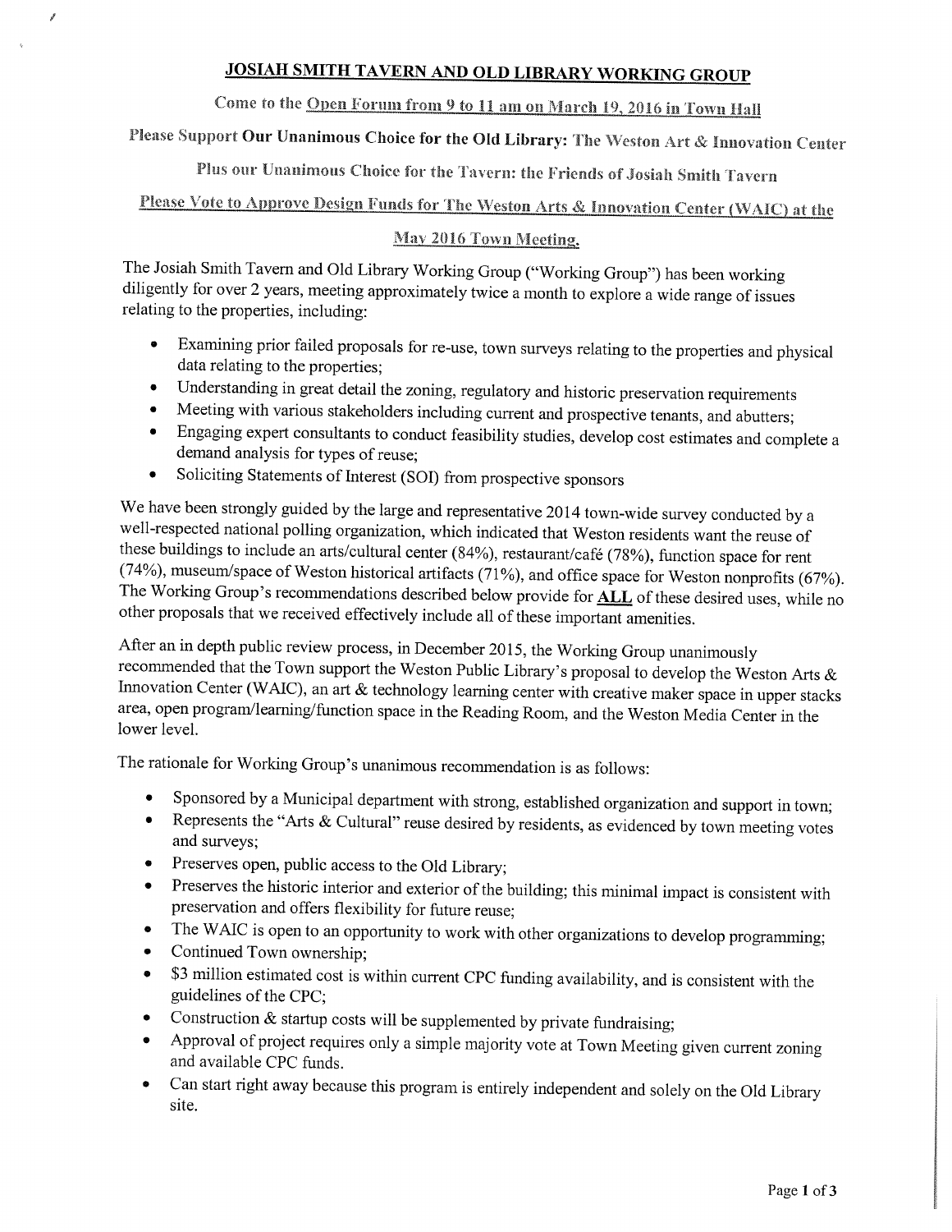# JOSIAH SMITH TAVERN AND OLD LIBRARY WORKING GROUP

Come to the Open Forum from 9 to 11 am on March 19, 2016 in Town Hall

Please Support **Our Unanimous Choice for the Old Library:** The Weston Art & Innovation Center

Plus our Unanimous Choice for the Tavern: the Friends of Josiah Smith Tavern

Please Vote to Approve Design Funds for The Weston Arts & Innovation Center (WAIC) at the May 2016 Town Meeting.

The Josiah Smith Tavern and Old Library Working Group ("Working Group") has been working diligently for over 2 years, meeting approximately twice a month to explore a wide range of issues relating to the properties, including:

- Examining prior failed proposals for re-use, town surveys relating to the properties and physical data relating to the properties;
- Understanding in great detail the zoning, regulatory and historic preservation requirements
- Meeting with various stakeholders including current and prospective tenants, and abutters;
- Engaging expert consultants to conduct feasibility studies, develop cost estimates and complete a demand analysis for types of reuse;
- Soliciting Statements of Interest (SOI) from prospective sponsors

We have been strongly guided by the large and representative 2014 town-wide survey conducted by a well-respected national polling organization, which indicated that Weston residents want the reuse of these buildings to include an arts/cultural center (84%), restaurant/café (78%), function space for rent (74%), museum/space of Weston historical artifacts (71%), and office space for Weston nonprofits (67%). The Working Group's recommendations described below provide for **ALL** of these desired uses, while no other proposals that we received effectively include all of these important amenities.

After an in depth public review process, in December 2015, the Working Group unanimously recommended that the Town support the Weston Public Library's proposal to develop the Weston Arts & Innovation Center (WAIC), an art & technology learning center with creative maker space in upper stacks area, open program/learning/function space in the Reading Room, and the Weston Media Center in the lower level.

The rationale for Working Group's unanimous recommendation is as follows:

- Sponsored by a Municipal department with strong, established organization and support in town;
- Represents the "Arts & Cultural" reuse desired by residents, as evidenced by town meeting votes and surveys;
- Preserves open, public access to the Old Library;
- Preserves the historic interior and exterior of the building; this minimal impact is consistent with preservation and offers flexibility for future reuse;
- The WAIC is open to an opportunity to work with other organizations to develop programming;
- Continued Town ownership;
- $3 million estimated cost is within current CPC funding availability, and is consistent with the guidelines of the CPC;
- Construction & startup costs will be supplemented by private fundraising;
- Approval of project requires only a simple majority vote at Town Meeting given current zoning and available CPC funds.
- Can start right away because this program is entirely independent and solely on the Old Library site.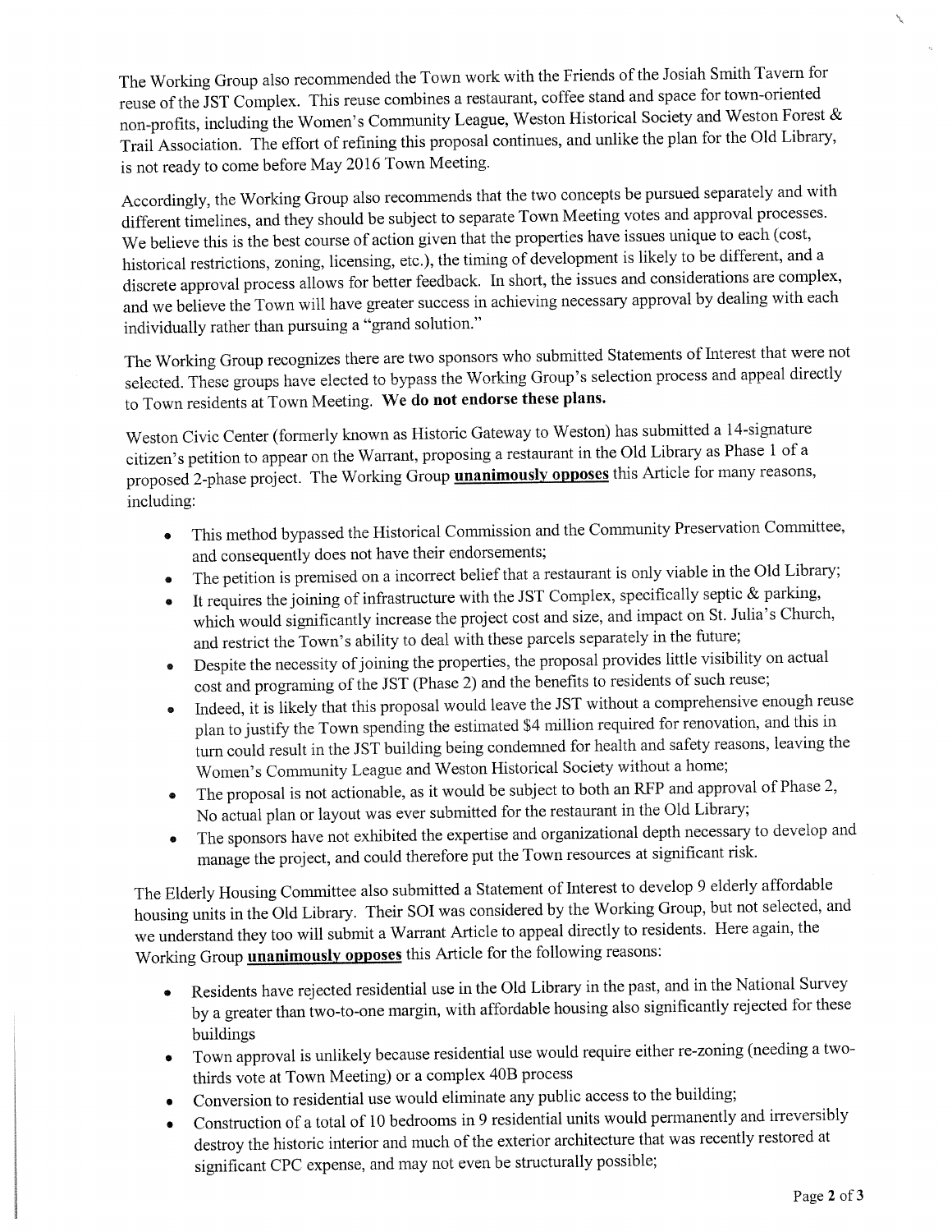The Working Group also recommended the Town work with the Friends of the Josiah Smith Tavern for reuse of the JST Complex. This reuse combines a restaurant, coffee stand and space for town-oriented non-profits, including the Women's Community League, Weston Historical Society and Weston Forest & Trail Association. The effort of refining this proposal continues, and unlike the plan for the Old Library, is not ready to come before May 2016 Town Meeting.

Accordingly, the Working Group also recommends that the two concepts be pursued separately and with different timelines, and they should be subject to separate Town Meeting votes and approval processes. We believe this is the best course of action given that the properties have issues unique to each (cost, historical restrictions, zoning, licensing, etc.), the timing of development is likely to be different, and a discrete approval process allows for better feedback. In short, the issues and considerations are complex, and we believe the Town will have greater success in achieving necessary approval by dealing with each individually rather than pursuing a "grand solution."

The Working Group recognizes there are two sponsors who submitted Statements of Interest that were not selected. These groups have elected to bypass the Working Group's selection process and appeal directly to Town residents at Town Meeting. **We do not endorse these plans.**

Weston Civic Center (formerly known as Historic Gateway to Weston) has submitted a 14-signature citizen's petition to appear on the Warrant, proposing a restaurant in the Old Library as Phase 1 of a proposed 2-phase project. The Working Group **unanimously opposes** this Article for many reasons, including:

- This method bypassed the Historical Commission and the Community Preservation Committee, and consequently does not have their endorsements;
- The petition is premised on a incorrect belief that a restaurant is only viable in the Old Library;
- It requires the joining of infrastructure with the JST Complex, specifically septic & parking, which would significantly increase the project cost and size, and impact on St. Julia's Church, and restrict the Town's ability to deal with these parcels separately in the future;
- Despite the necessity of joining the properties, the proposal provides little visibility on actual cost and programing of the JST (Phase 2) and the benefits to residents of such reuse;
- Indeed, it is likely that this proposal would leave the JST without a comprehensive enough reuse plan to justify the Town spending the estimated $4 million required for renovation, and this in turn could result in the JST building being condemned for health and safety reasons, leaving the Women's Community League and Weston Historical Society without a home;
- The proposal is not actionable, as it would be subject to both an RFP and approval of Phase 2, No actual plan or layout was ever submitted for the restaurant in the Old Library;
- The sponsors have not exhibited the expertise and organizational depth necessary to develop and manage the project, and could therefore put the Town resources at significant risk.

The Elderly Housing Committee also submitted a Statement of Interest to develop 9 elderly affordable housing units in the Old Library. Their SOI was considered by the Working Group, but not selected, and we understand they too will submit a Warrant Article to appeal directly to residents. Here again, the Working Group **unanimously opposes** this Article for the following reasons:

- Residents have rejected residential use in the Old Library in the past, and in the National Survey by a greater than two-to-one margin, with affordable housing also significantly rejected for these buildings
- Town approval is unlikely because residential use would require either re-zoning (needing a two-thirds vote at Town Meeting) or a complex 40B process
- Conversion to residential use would eliminate any public access to the building;
- Construction of a total of 10 bedrooms in 9 residential units would permanently and irreversibly destroy the historic interior and much of the exterior architecture that was recently restored at significant CPC expense, and may not even be structurally possible;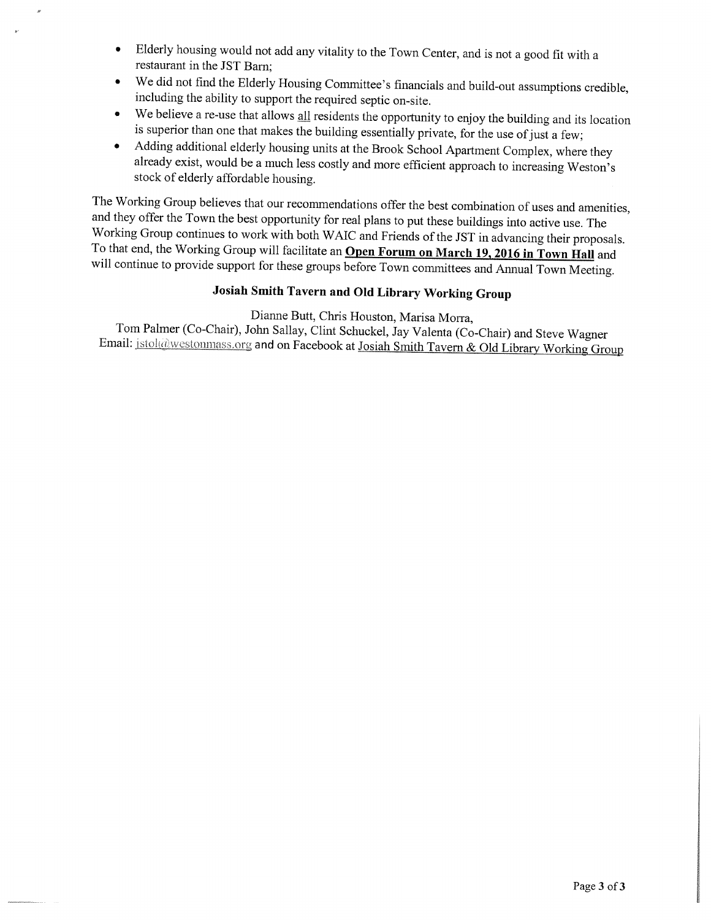- Elderly housing would not add any vitality to the Town Center, and is not a good fit with a restaurant in the JST Barn;
- We did not find the Elderly Housing Committee's financials and build-out assumptions credible, including the ability to support the required septic on-site.
- We believe a re-use that allows all residents the opportunity to enjoy the building and its location is superior than one that makes the building essentially private, for the use of just a few;
- Adding additional elderly housing units at the Brook School Apartment Complex, where they already exist, would be a much less costly and more efficient approach to increasing Weston's stock of elderly affordable housing.

The Working Group believes that our recommendations offer the best combination of uses and amenities, and they offer the Town the best opportunity for real plans to put these buildings into active use. The Working Group continues to work with both WAIC and Friends of the JST in advancing their proposals. To that end, the Working Group will facilitate an **Open Forum on March 19, 2016 in Town Hall** and will continue to provide support for these groups before Town committees and Annual Town Meeting.

**Josiah Smith Tavern and Old Library Working Group**

Dianne Butt, Chris Houston, Marisa Morra,
Tom Palmer (Co-Chair), John Sallay, Clint Schuckel, Jay Valenta (Co-Chair) and Steve Wagner
Email: jstol@westonmass.org and on Facebook at Josiah Smith Tavern & Old Library Working Group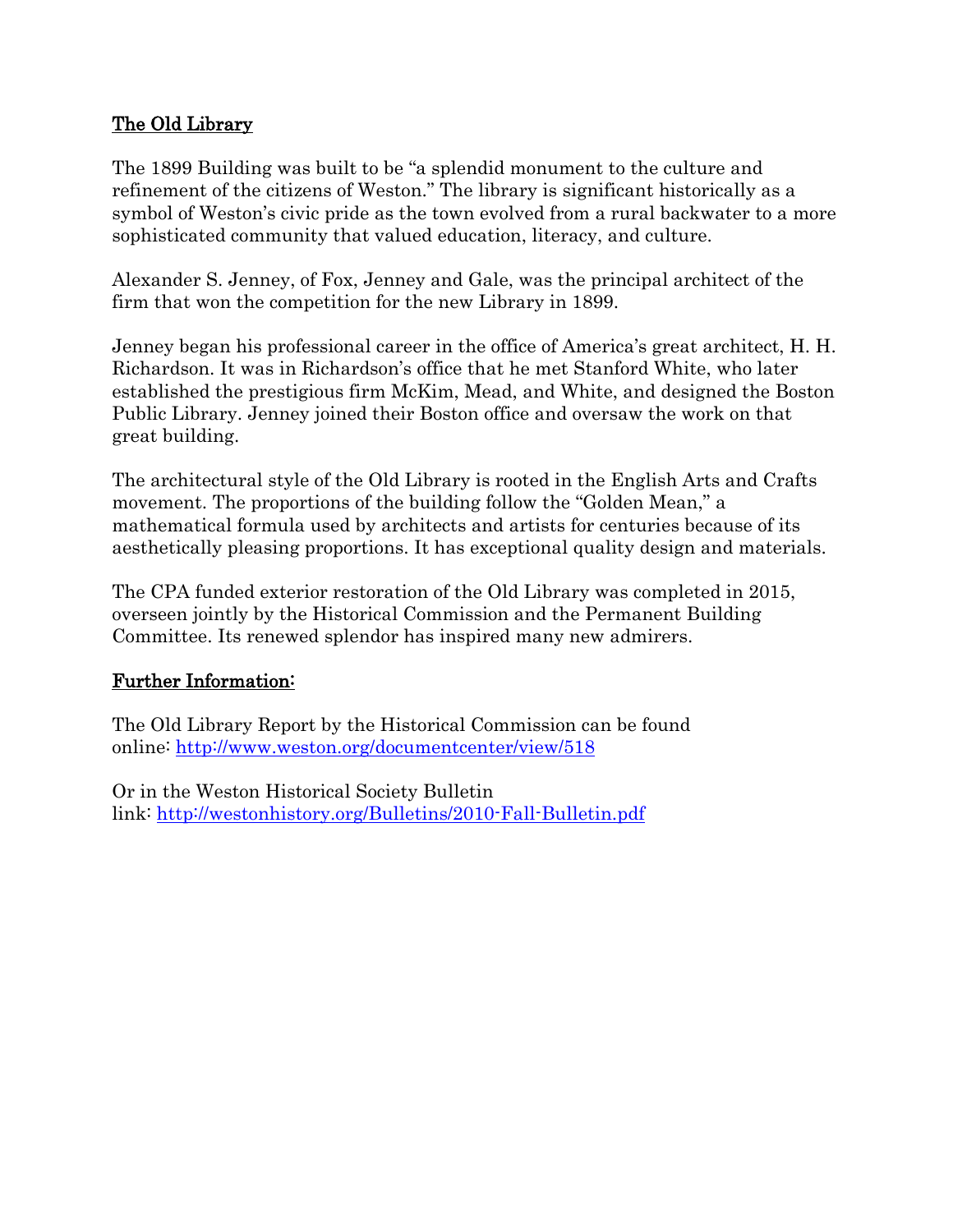## The Old Library

The 1899 Building was built to be "a splendid monument to the culture and refinement of the citizens of Weston." The library is significant historically as a symbol of Weston's civic pride as the town evolved from a rural backwater to a more sophisticated community that valued education, literacy, and culture.

Alexander S. Jenney, of Fox, Jenney and Gale, was the principal architect of the firm that won the competition for the new Library in 1899.

Jenney began his professional career in the office of America's great architect, H. H. Richardson. It was in Richardson's office that he met Stanford White, who later established the prestigious firm McKim, Mead, and White, and designed the Boston Public Library. Jenney joined their Boston office and oversaw the work on that great building.

The architectural style of the Old Library is rooted in the English Arts and Crafts movement. The proportions of the building follow the "Golden Mean," a mathematical formula used by architects and artists for centuries because of its aesthetically pleasing proportions. It has exceptional quality design and materials.

The CPA funded exterior restoration of the Old Library was completed in 2015, overseen jointly by the Historical Commission and the Permanent Building Committee. Its renewed splendor has inspired many new admirers.

## Further Information:

The Old Library Report by the Historical Commission can be found online: http://www.weston.org/documentcenter/view/518

Or in the Weston Historical Society Bulletin link: http://westonhistory.org/Bulletins/2010-Fall-Bulletin.pdf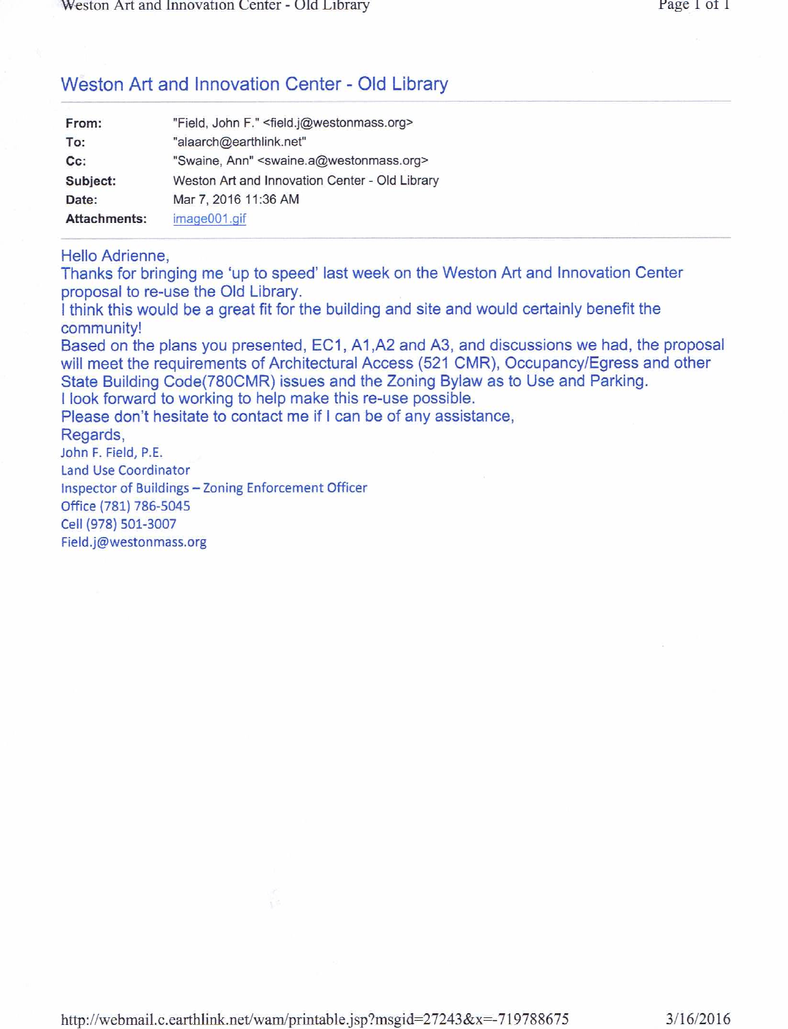## Weston Art and Innovation Center - Old Library

| | |
|---|---|
| **From:** | "Field, John F." <field.j@westonmass.org> |
| **To:** | "alaarch@earthlink.net" |
| **Cc:** | "Swaine, Ann" <swaine.a@westonmass.org> |
| **Subject:** | Weston Art and Innovation Center - Old Library |
| **Date:** | Mar 7, 2016 11:36 AM |
| **Attachments:** | image001.gif |

Hello Adrienne,

Thanks for bringing me 'up to speed' last week on the Weston Art and Innovation Center proposal to re-use the Old Library.

I think this would be a great fit for the building and site and would certainly benefit the community!

Based on the plans you presented, EC1, A1,A2 and A3, and discussions we had, the proposal will meet the requirements of Architectural Access (521 CMR), Occupancy/Egress and other State Building Code(780CMR) issues and the Zoning Bylaw as to Use and Parking.

I look forward to working to help make this re-use possible.

Please don't hesitate to contact me if I can be of any assistance,

Regards,

John F. Field, P.E.
Land Use Coordinator
Inspector of Buildings – Zoning Enforcement Officer
Office (781) 786-5045
Cell (978) 501-3007
Field.j@westonmass.org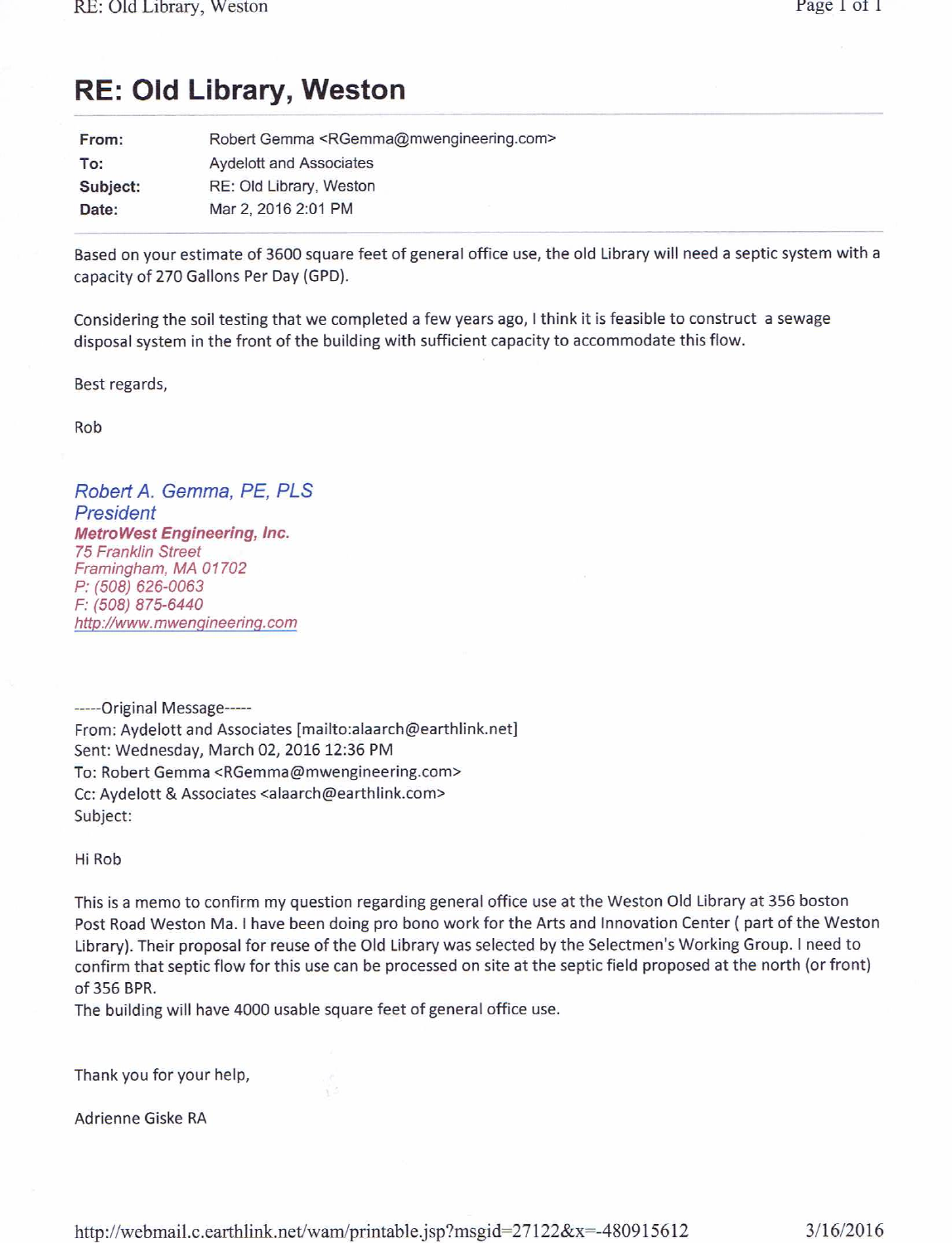# RE: Old Library, Weston

| | |
|---|---|
| **From:** | Robert Gemma <RGemma@mwengineering.com> |
| **To:** | Aydelott and Associates |
| **Subject:** | RE: Old Library, Weston |
| **Date:** | Mar 2, 2016 2:01 PM |

Based on your estimate of 3600 square feet of general office use, the old Library will need a septic system with a capacity of 270 Gallons Per Day (GPD).

Considering the soil testing that we completed a few years ago, I think it is feasible to construct a sewage disposal system in the front of the building with sufficient capacity to accommodate this flow.

Best regards,

Rob

*Robert A. Gemma, PE, PLS*
*President*
***MetroWest Engineering, Inc.***
*75 Franklin Street*
*Framingham, MA 01702*
*P: (508) 626-0063*
*F: (508) 875-6440*
*http://www.mwengineering.com*

-----Original Message-----
From: Aydelott and Associates [mailto:alaarch@earthlink.net]
Sent: Wednesday, March 02, 2016 12:36 PM
To: Robert Gemma <RGemma@mwengineering.com>
Cc: Aydelott & Associates <alaarch@earthlink.com>
Subject:

Hi Rob

This is a memo to confirm my question regarding general office use at the Weston Old Library at 356 boston Post Road Weston Ma. I have been doing pro bono work for the Arts and Innovation Center ( part of the Weston Library). Their proposal for reuse of the Old Library was selected by the Selectmen's Working Group. I need to confirm that septic flow for this use can be processed on site at the septic field proposed at the north (or front) of 356 BPR.
The building will have 4000 usable square feet of general office use.

Thank you for your help,

Adrienne Giske RA